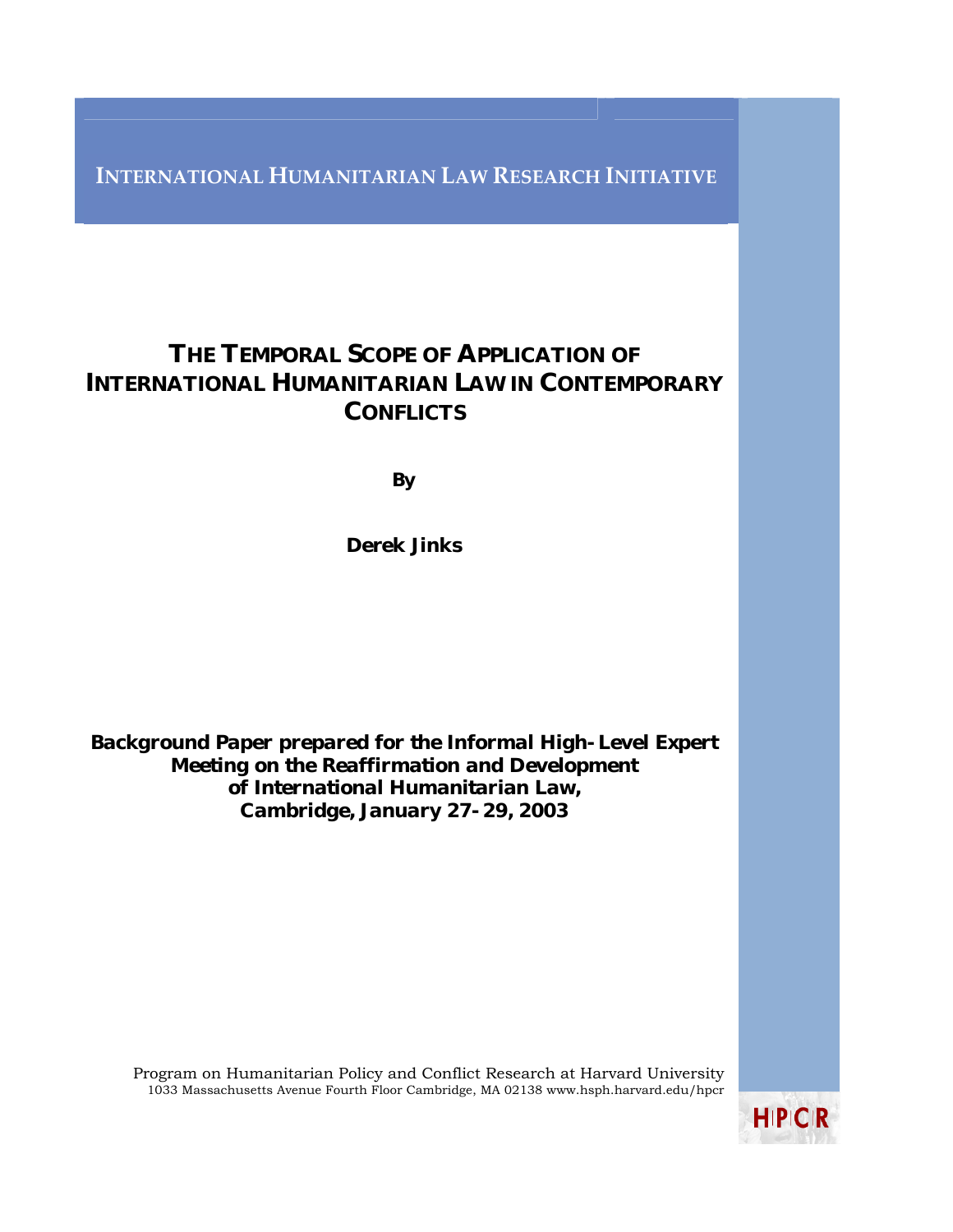INTERNATIONAL HUMANITARIAN LAW RESEARCH INITIATIVE

# THE TEMPORAL SCOPE OF APPLICATION OF INTERNATIONAL HUMANITARIAN LAW IN CONTEMPORARY CONFLICTS

**By**

**Derek Jinks**

**Background Paper prepared for the Informal High-Level Expert Meeting on the Reaffirmation and Development of International Humanitarian Law, Cambridge, January 27-29, 2003**

Program on Humanitarian Policy and Conflict Research at Harvard University
1033 Massachusetts Avenue Fourth Floor Cambridge, MA 02138 www.hsph.harvard.edu/hpcr

HPCR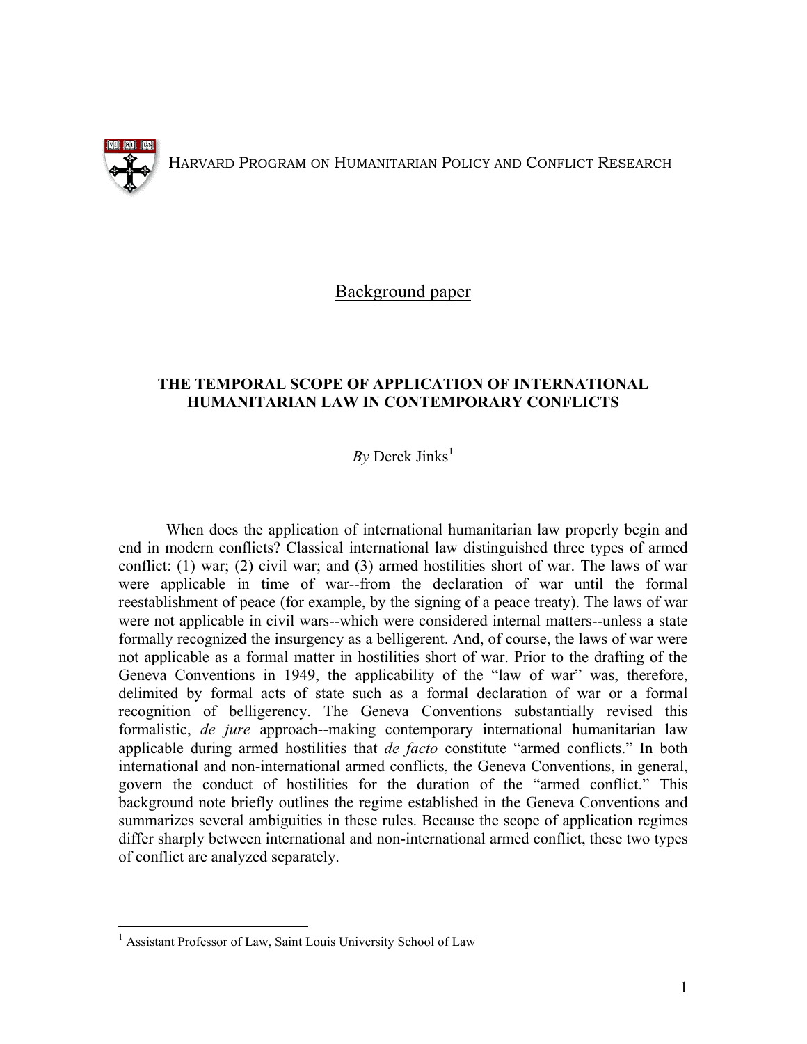HARVARD PROGRAM ON HUMANITARIAN POLICY AND CONFLICT RESEARCH

Background paper

## THE TEMPORAL SCOPE OF APPLICATION OF INTERNATIONAL HUMANITARIAN LAW IN CONTEMPORARY CONFLICTS

*By* Derek Jinks[1]

When does the application of international humanitarian law properly begin and end in modern conflicts? Classical international law distinguished three types of armed conflict: (1) war; (2) civil war; and (3) armed hostilities short of war. The laws of war were applicable in time of war--from the declaration of war until the formal reestablishment of peace (for example, by the signing of a peace treaty). The laws of war were not applicable in civil wars--which were considered internal matters--unless a state formally recognized the insurgency as a belligerent. And, of course, the laws of war were not applicable as a formal matter in hostilities short of war. Prior to the drafting of the Geneva Conventions in 1949, the applicability of the "law of war" was, therefore, delimited by formal acts of state such as a formal declaration of war or a formal recognition of belligerency. The Geneva Conventions substantially revised this formalistic, *de jure* approach--making contemporary international humanitarian law applicable during armed hostilities that *de facto* constitute "armed conflicts." In both international and non-international armed conflicts, the Geneva Conventions, in general, govern the conduct of hostilities for the duration of the "armed conflict." This background note briefly outlines the regime established in the Geneva Conventions and summarizes several ambiguities in these rules. Because the scope of application regimes differ sharply between international and non-international armed conflict, these two types of conflict are analyzed separately.

[1] Assistant Professor of Law, Saint Louis University School of Law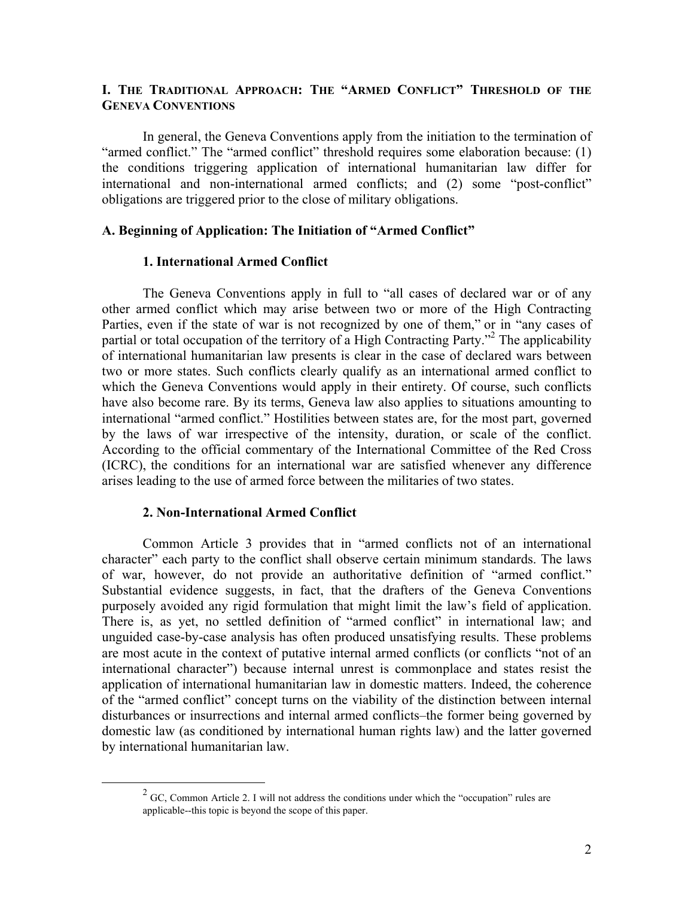## I. THE TRADITIONAL APPROACH: THE "ARMED CONFLICT" THRESHOLD OF THE GENEVA CONVENTIONS

In general, the Geneva Conventions apply from the initiation to the termination of "armed conflict." The "armed conflict" threshold requires some elaboration because: (1) the conditions triggering application of international humanitarian law differ for international and non-international armed conflicts; and (2) some "post-conflict" obligations are triggered prior to the close of military obligations.

### A. Beginning of Application: The Initiation of "Armed Conflict"

#### 1. International Armed Conflict

The Geneva Conventions apply in full to "all cases of declared war or of any other armed conflict which may arise between two or more of the High Contracting Parties, even if the state of war is not recognized by one of them," or in "any cases of partial or total occupation of the territory of a High Contracting Party."[2] The applicability of international humanitarian law presents is clear in the case of declared wars between two or more states. Such conflicts clearly qualify as an international armed conflict to which the Geneva Conventions would apply in their entirety. Of course, such conflicts have also become rare. By its terms, Geneva law also applies to situations amounting to international "armed conflict." Hostilities between states are, for the most part, governed by the laws of war irrespective of the intensity, duration, or scale of the conflict. According to the official commentary of the International Committee of the Red Cross (ICRC), the conditions for an international war are satisfied whenever any difference arises leading to the use of armed force between the militaries of two states.

#### 2. Non-International Armed Conflict

Common Article 3 provides that in "armed conflicts not of an international character" each party to the conflict shall observe certain minimum standards. The laws of war, however, do not provide an authoritative definition of "armed conflict." Substantial evidence suggests, in fact, that the drafters of the Geneva Conventions purposely avoided any rigid formulation that might limit the law's field of application. There is, as yet, no settled definition of "armed conflict" in international law; and unguided case-by-case analysis has often produced unsatisfying results. These problems are most acute in the context of putative internal armed conflicts (or conflicts "not of an international character") because internal unrest is commonplace and states resist the application of international humanitarian law in domestic matters. Indeed, the coherence of the "armed conflict" concept turns on the viability of the distinction between internal disturbances or insurrections and internal armed conflicts–the former being governed by domestic law (as conditioned by international human rights law) and the latter governed by international humanitarian law.

---

[2] GC, Common Article 2. I will not address the conditions under which the "occupation" rules are applicable--this topic is beyond the scope of this paper.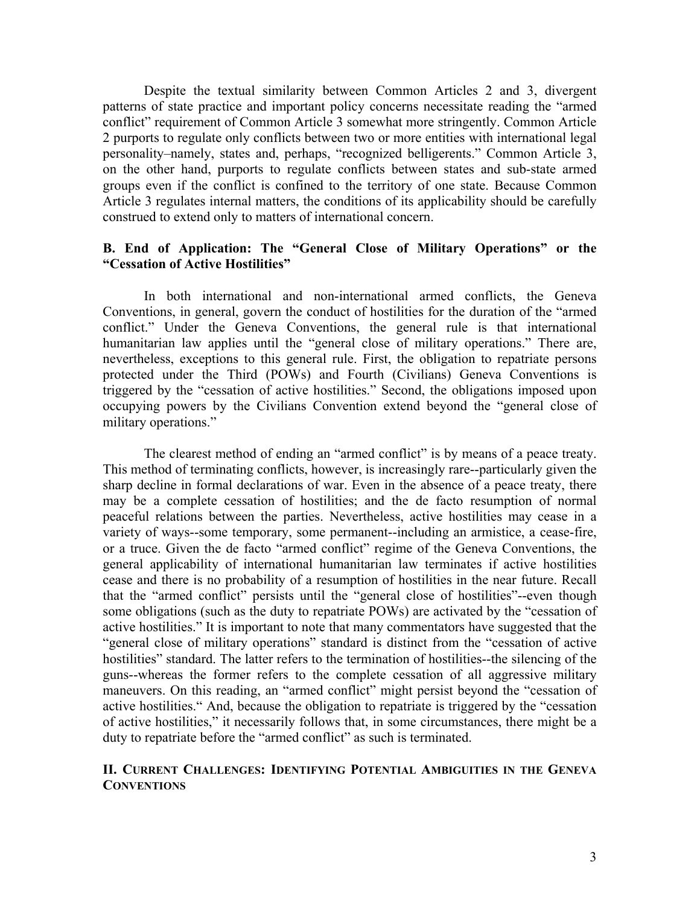Despite the textual similarity between Common Articles 2 and 3, divergent patterns of state practice and important policy concerns necessitate reading the "armed conflict" requirement of Common Article 3 somewhat more stringently. Common Article 2 purports to regulate only conflicts between two or more entities with international legal personality–namely, states and, perhaps, "recognized belligerents." Common Article 3, on the other hand, purports to regulate conflicts between states and sub-state armed groups even if the conflict is confined to the territory of one state. Because Common Article 3 regulates internal matters, the conditions of its applicability should be carefully construed to extend only to matters of international concern.

### B. End of Application: The "General Close of Military Operations" or the "Cessation of Active Hostilities"

In both international and non-international armed conflicts, the Geneva Conventions, in general, govern the conduct of hostilities for the duration of the "armed conflict." Under the Geneva Conventions, the general rule is that international humanitarian law applies until the "general close of military operations." There are, nevertheless, exceptions to this general rule. First, the obligation to repatriate persons protected under the Third (POWs) and Fourth (Civilians) Geneva Conventions is triggered by the "cessation of active hostilities." Second, the obligations imposed upon occupying powers by the Civilians Convention extend beyond the "general close of military operations."

The clearest method of ending an "armed conflict" is by means of a peace treaty. This method of terminating conflicts, however, is increasingly rare--particularly given the sharp decline in formal declarations of war. Even in the absence of a peace treaty, there may be a complete cessation of hostilities; and the de facto resumption of normal peaceful relations between the parties. Nevertheless, active hostilities may cease in a variety of ways--some temporary, some permanent--including an armistice, a cease-fire, or a truce. Given the de facto "armed conflict" regime of the Geneva Conventions, the general applicability of international humanitarian law terminates if active hostilities cease and there is no probability of a resumption of hostilities in the near future. Recall that the "armed conflict" persists until the "general close of hostilities"--even though some obligations (such as the duty to repatriate POWs) are activated by the "cessation of active hostilities." It is important to note that many commentators have suggested that the "general close of military operations" standard is distinct from the "cessation of active hostilities" standard. The latter refers to the termination of hostilities--the silencing of the guns--whereas the former refers to the complete cessation of all aggressive military maneuvers. On this reading, an "armed conflict" might persist beyond the "cessation of active hostilities." And, because the obligation to repatriate is triggered by the "cessation of active hostilities," it necessarily follows that, in some circumstances, there might be a duty to repatriate before the "armed conflict" as such is terminated.

## II. Current Challenges: Identifying Potential Ambiguities in the Geneva Conventions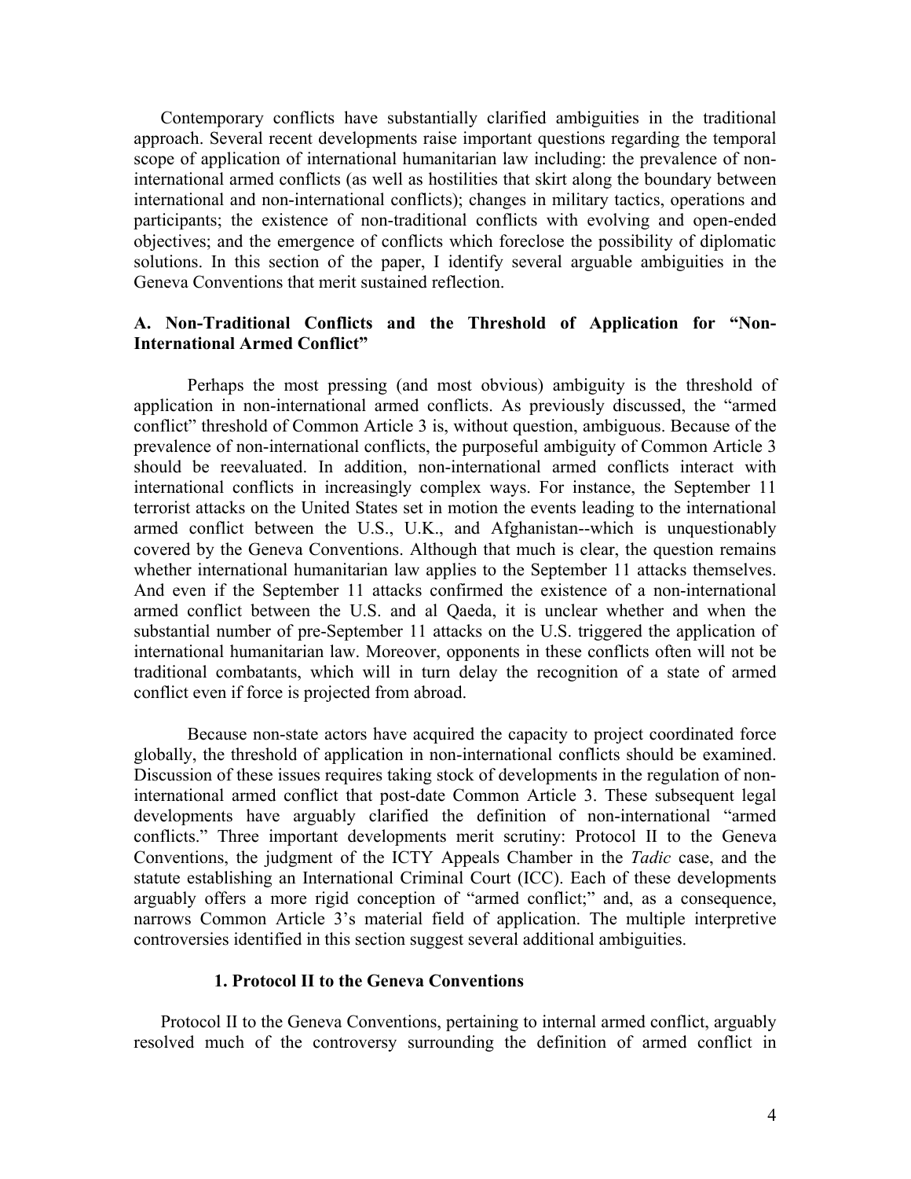Contemporary conflicts have substantially clarified ambiguities in the traditional approach. Several recent developments raise important questions regarding the temporal scope of application of international humanitarian law including: the prevalence of non-international armed conflicts (as well as hostilities that skirt along the boundary between international and non-international conflicts); changes in military tactics, operations and participants; the existence of non-traditional conflicts with evolving and open-ended objectives; and the emergence of conflicts which foreclose the possibility of diplomatic solutions. In this section of the paper, I identify several arguable ambiguities in the Geneva Conventions that merit sustained reflection.

### A. Non-Traditional Conflicts and the Threshold of Application for "Non-International Armed Conflict"

Perhaps the most pressing (and most obvious) ambiguity is the threshold of application in non-international armed conflicts. As previously discussed, the "armed conflict" threshold of Common Article 3 is, without question, ambiguous. Because of the prevalence of non-international conflicts, the purposeful ambiguity of Common Article 3 should be reevaluated. In addition, non-international armed conflicts interact with international conflicts in increasingly complex ways. For instance, the September 11 terrorist attacks on the United States set in motion the events leading to the international armed conflict between the U.S., U.K., and Afghanistan--which is unquestionably covered by the Geneva Conventions. Although that much is clear, the question remains whether international humanitarian law applies to the September 11 attacks themselves. And even if the September 11 attacks confirmed the existence of a non-international armed conflict between the U.S. and al Qaeda, it is unclear whether and when the substantial number of pre-September 11 attacks on the U.S. triggered the application of international humanitarian law. Moreover, opponents in these conflicts often will not be traditional combatants, which will in turn delay the recognition of a state of armed conflict even if force is projected from abroad.

Because non-state actors have acquired the capacity to project coordinated force globally, the threshold of application in non-international conflicts should be examined. Discussion of these issues requires taking stock of developments in the regulation of non-international armed conflict that post-date Common Article 3. These subsequent legal developments have arguably clarified the definition of non-international "armed conflicts." Three important developments merit scrutiny: Protocol II to the Geneva Conventions, the judgment of the ICTY Appeals Chamber in the *Tadic* case, and the statute establishing an International Criminal Court (ICC). Each of these developments arguably offers a more rigid conception of "armed conflict;" and, as a consequence, narrows Common Article 3's material field of application. The multiple interpretive controversies identified in this section suggest several additional ambiguities.

#### 1. Protocol II to the Geneva Conventions

Protocol II to the Geneva Conventions, pertaining to internal armed conflict, arguably resolved much of the controversy surrounding the definition of armed conflict in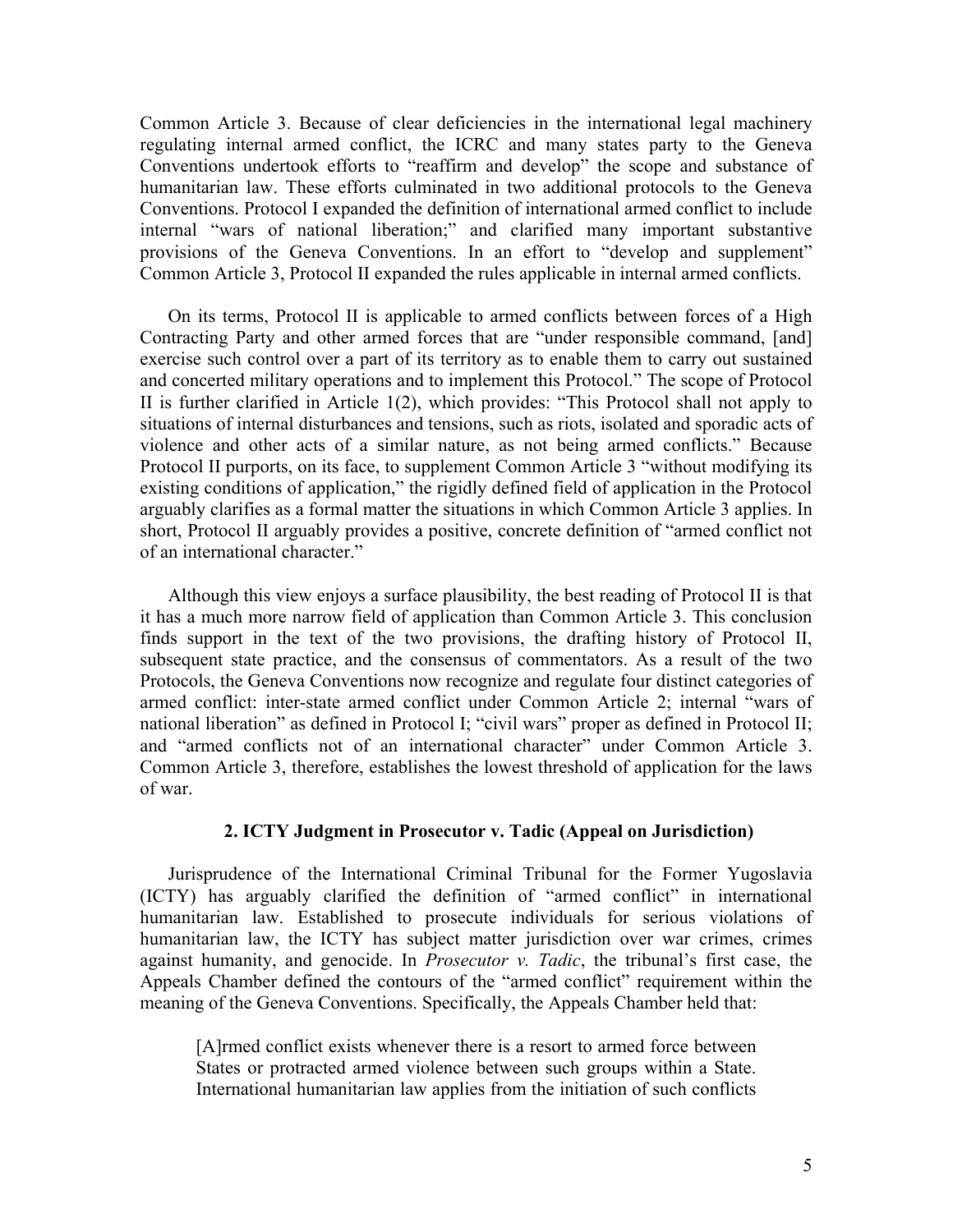Common Article 3. Because of clear deficiencies in the international legal machinery regulating internal armed conflict, the ICRC and many states party to the Geneva Conventions undertook efforts to "reaffirm and develop" the scope and substance of humanitarian law. These efforts culminated in two additional protocols to the Geneva Conventions. Protocol I expanded the definition of international armed conflict to include internal "wars of national liberation;" and clarified many important substantive provisions of the Geneva Conventions. In an effort to "develop and supplement" Common Article 3, Protocol II expanded the rules applicable in internal armed conflicts.

On its terms, Protocol II is applicable to armed conflicts between forces of a High Contracting Party and other armed forces that are "under responsible command, [and] exercise such control over a part of its territory as to enable them to carry out sustained and concerted military operations and to implement this Protocol." The scope of Protocol II is further clarified in Article 1(2), which provides: "This Protocol shall not apply to situations of internal disturbances and tensions, such as riots, isolated and sporadic acts of violence and other acts of a similar nature, as not being armed conflicts." Because Protocol II purports, on its face, to supplement Common Article 3 "without modifying its existing conditions of application," the rigidly defined field of application in the Protocol arguably clarifies as a formal matter the situations in which Common Article 3 applies. In short, Protocol II arguably provides a positive, concrete definition of "armed conflict not of an international character."

Although this view enjoys a surface plausibility, the best reading of Protocol II is that it has a much more narrow field of application than Common Article 3. This conclusion finds support in the text of the two provisions, the drafting history of Protocol II, subsequent state practice, and the consensus of commentators. As a result of the two Protocols, the Geneva Conventions now recognize and regulate four distinct categories of armed conflict: inter-state armed conflict under Common Article 2; internal "wars of national liberation" as defined in Protocol I; "civil wars" proper as defined in Protocol II; and "armed conflicts not of an international character" under Common Article 3. Common Article 3, therefore, establishes the lowest threshold of application for the laws of war.

### 2. ICTY Judgment in Prosecutor v. Tadic (Appeal on Jurisdiction)

Jurisprudence of the International Criminal Tribunal for the Former Yugoslavia (ICTY) has arguably clarified the definition of "armed conflict" in international humanitarian law. Established to prosecute individuals for serious violations of humanitarian law, the ICTY has subject matter jurisdiction over war crimes, crimes against humanity, and genocide. In *Prosecutor v. Tadic*, the tribunal's first case, the Appeals Chamber defined the contours of the "armed conflict" requirement within the meaning of the Geneva Conventions. Specifically, the Appeals Chamber held that:

> [A]rmed conflict exists whenever there is a resort to armed force between States or protracted armed violence between such groups within a State. International humanitarian law applies from the initiation of such conflicts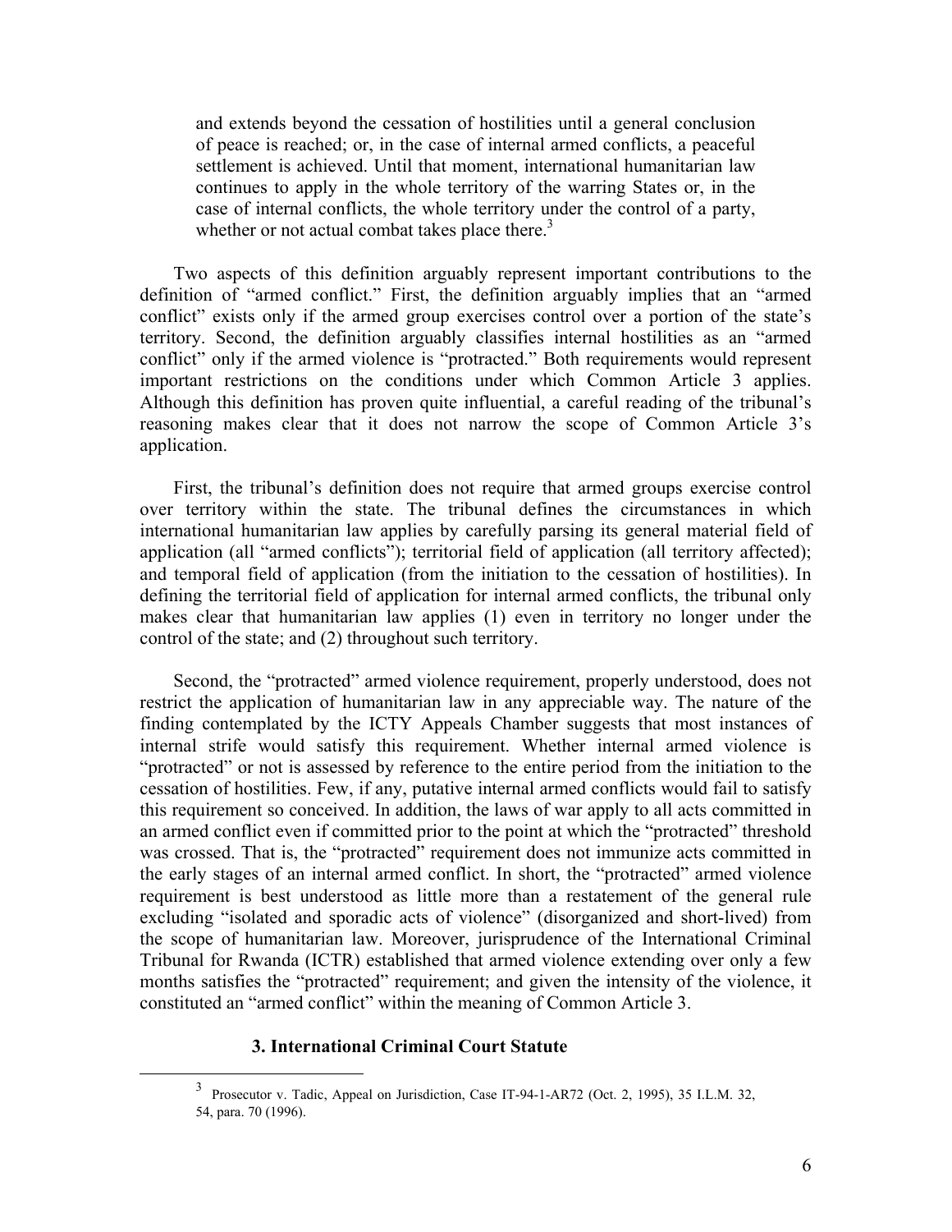> and extends beyond the cessation of hostilities until a general conclusion of peace is reached; or, in the case of internal armed conflicts, a peaceful settlement is achieved. Until that moment, international humanitarian law continues to apply in the whole territory of the warring States or, in the case of internal conflicts, the whole territory under the control of a party, whether or not actual combat takes place there.[3]

Two aspects of this definition arguably represent important contributions to the definition of "armed conflict." First, the definition arguably implies that an "armed conflict" exists only if the armed group exercises control over a portion of the state's territory. Second, the definition arguably classifies internal hostilities as an "armed conflict" only if the armed violence is "protracted." Both requirements would represent important restrictions on the conditions under which Common Article 3 applies. Although this definition has proven quite influential, a careful reading of the tribunal's reasoning makes clear that it does not narrow the scope of Common Article 3's application.

First, the tribunal's definition does not require that armed groups exercise control over territory within the state. The tribunal defines the circumstances in which international humanitarian law applies by carefully parsing its general material field of application (all "armed conflicts"); territorial field of application (all territory affected); and temporal field of application (from the initiation to the cessation of hostilities). In defining the territorial field of application for internal armed conflicts, the tribunal only makes clear that humanitarian law applies (1) even in territory no longer under the control of the state; and (2) throughout such territory.

Second, the "protracted" armed violence requirement, properly understood, does not restrict the application of humanitarian law in any appreciable way. The nature of the finding contemplated by the ICTY Appeals Chamber suggests that most instances of internal strife would satisfy this requirement. Whether internal armed violence is "protracted" or not is assessed by reference to the entire period from the initiation to the cessation of hostilities. Few, if any, putative internal armed conflicts would fail to satisfy this requirement so conceived. In addition, the laws of war apply to all acts committed in an armed conflict even if committed prior to the point at which the "protracted" threshold was crossed. That is, the "protracted" requirement does not immunize acts committed in the early stages of an internal armed conflict. In short, the "protracted" armed violence requirement is best understood as little more than a restatement of the general rule excluding "isolated and sporadic acts of violence" (disorganized and short-lived) from the scope of humanitarian law. Moreover, jurisprudence of the International Criminal Tribunal for Rwanda (ICTR) established that armed violence extending over only a few months satisfies the "protracted" requirement; and given the intensity of the violence, it constituted an "armed conflict" within the meaning of Common Article 3.

### 3. International Criminal Court Statute

[3] Prosecutor v. Tadic, Appeal on Jurisdiction, Case IT-94-1-AR72 (Oct. 2, 1995), 35 I.L.M. 32, 54, para. 70 (1996).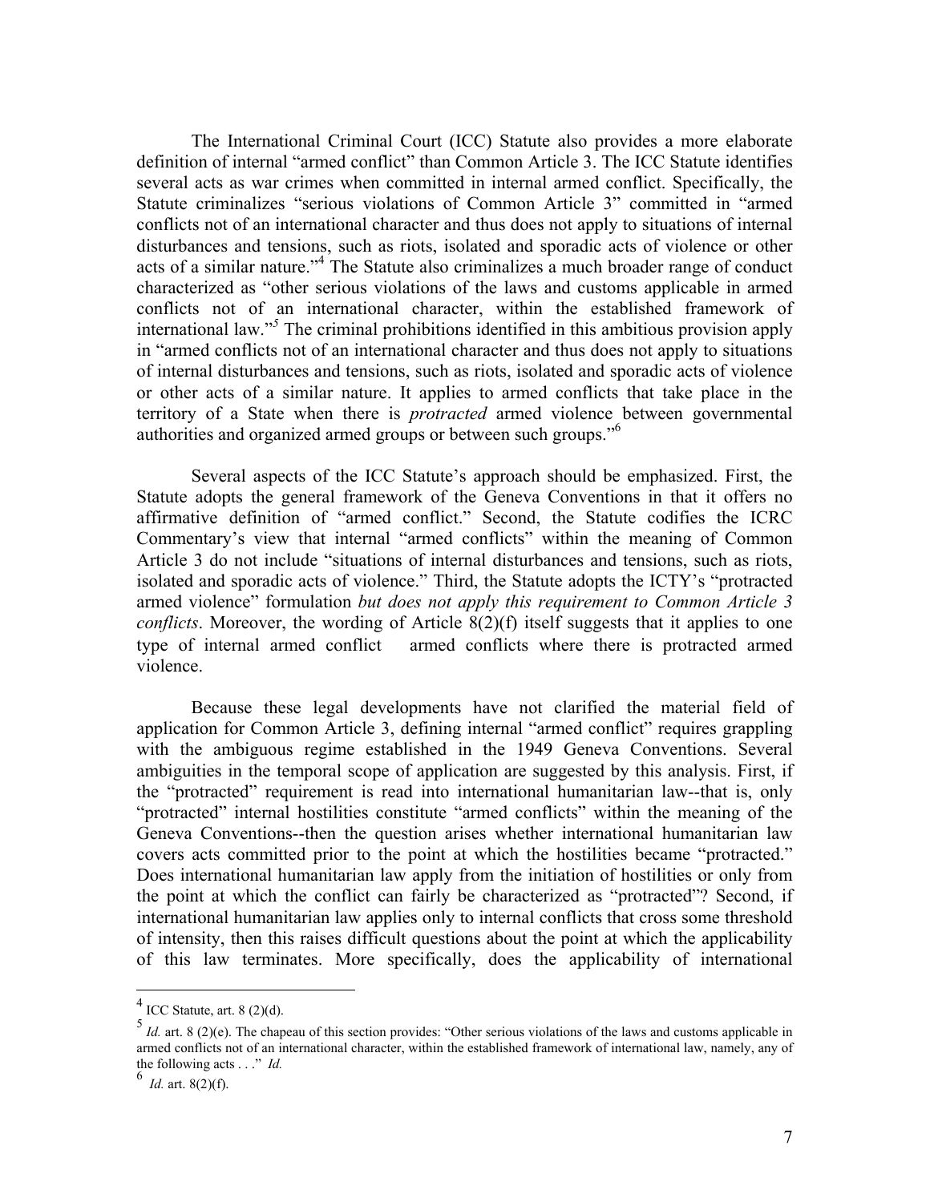The International Criminal Court (ICC) Statute also provides a more elaborate definition of internal "armed conflict" than Common Article 3. The ICC Statute identifies several acts as war crimes when committed in internal armed conflict. Specifically, the Statute criminalizes "serious violations of Common Article 3" committed in "armed conflicts not of an international character and thus does not apply to situations of internal disturbances and tensions, such as riots, isolated and sporadic acts of violence or other acts of a similar nature."[4] The Statute also criminalizes a much broader range of conduct characterized as "other serious violations of the laws and customs applicable in armed conflicts not of an international character, within the established framework of international law."[5] The criminal prohibitions identified in this ambitious provision apply in "armed conflicts not of an international character and thus does not apply to situations of internal disturbances and tensions, such as riots, isolated and sporadic acts of violence or other acts of a similar nature. It applies to armed conflicts that take place in the territory of a State when there is *protracted* armed violence between governmental authorities and organized armed groups or between such groups."[6]

Several aspects of the ICC Statute's approach should be emphasized. First, the Statute adopts the general framework of the Geneva Conventions in that it offers no affirmative definition of "armed conflict." Second, the Statute codifies the ICRC Commentary's view that internal "armed conflicts" within the meaning of Common Article 3 do not include "situations of internal disturbances and tensions, such as riots, isolated and sporadic acts of violence." Third, the Statute adopts the ICTY's "protracted armed violence" formulation *but does not apply this requirement to Common Article 3 conflicts*. Moreover, the wording of Article 8(2)(f) itself suggests that it applies to one type of internal armed conflict armed conflicts where there is protracted armed violence.

Because these legal developments have not clarified the material field of application for Common Article 3, defining internal "armed conflict" requires grappling with the ambiguous regime established in the 1949 Geneva Conventions. Several ambiguities in the temporal scope of application are suggested by this analysis. First, if the "protracted" requirement is read into international humanitarian law--that is, only "protracted" internal hostilities constitute "armed conflicts" within the meaning of the Geneva Conventions--then the question arises whether international humanitarian law covers acts committed prior to the point at which the hostilities became "protracted." Does international humanitarian law apply from the initiation of hostilities or only from the point at which the conflict can fairly be characterized as "protracted"? Second, if international humanitarian law applies only to internal conflicts that cross some threshold of intensity, then this raises difficult questions about the point at which the applicability of this law terminates. More specifically, does the applicability of international

---

[4] ICC Statute, art. 8 (2)(d).

[5] *Id.* art. 8 (2)(e). The chapeau of this section provides: "Other serious violations of the laws and customs applicable in armed conflicts not of an international character, within the established framework of international law, namely, any of the following acts . . ." *Id.*

[6] *Id.* art. 8(2)(f).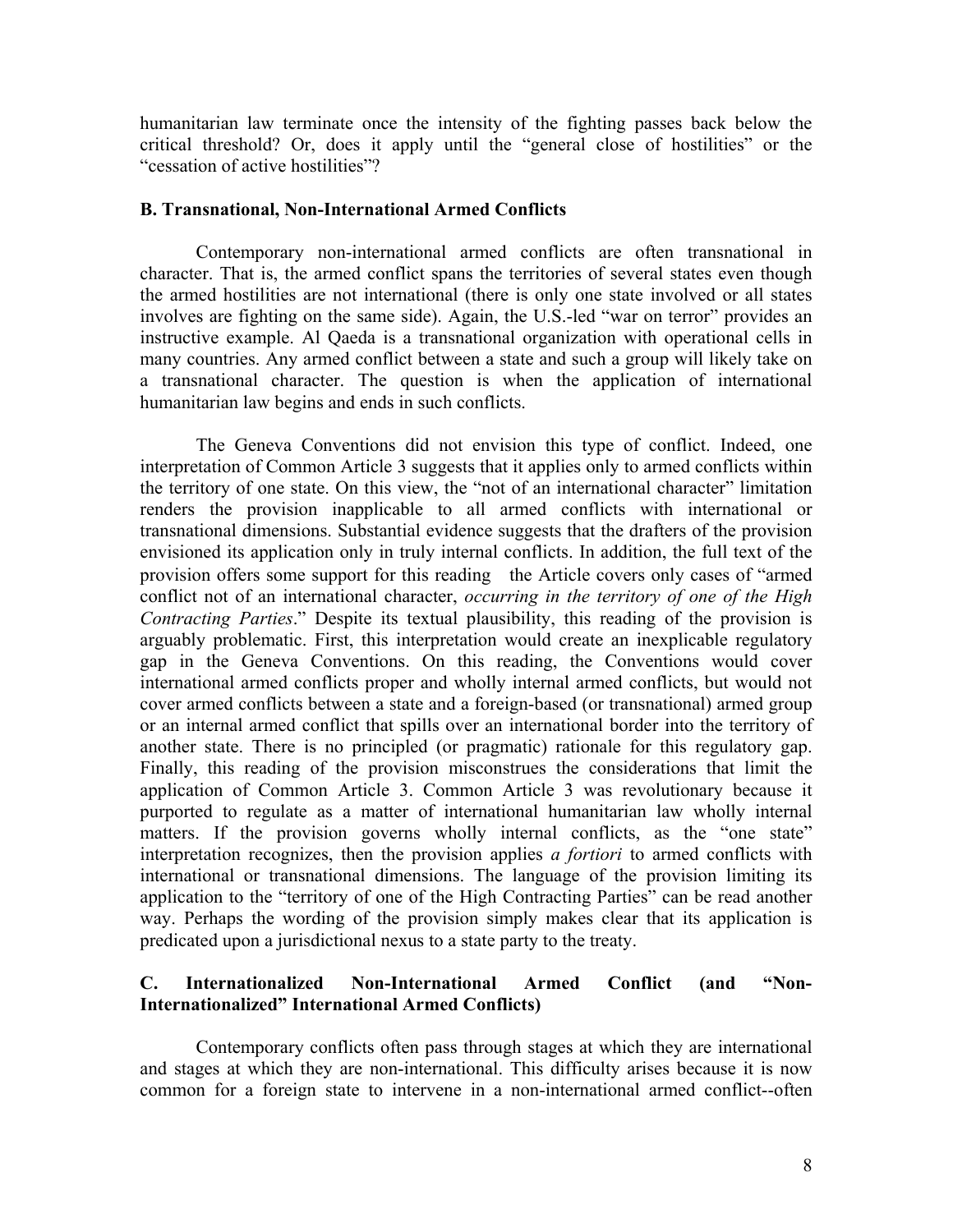humanitarian law terminate once the intensity of the fighting passes back below the critical threshold? Or, does it apply until the "general close of hostilities" or the "cessation of active hostilities"?

### B. Transnational, Non-International Armed Conflicts

Contemporary non-international armed conflicts are often transnational in character. That is, the armed conflict spans the territories of several states even though the armed hostilities are not international (there is only one state involved or all states involves are fighting on the same side). Again, the U.S.-led "war on terror" provides an instructive example. Al Qaeda is a transnational organization with operational cells in many countries. Any armed conflict between a state and such a group will likely take on a transnational character. The question is when the application of international humanitarian law begins and ends in such conflicts.

The Geneva Conventions did not envision this type of conflict. Indeed, one interpretation of Common Article 3 suggests that it applies only to armed conflicts within the territory of one state. On this view, the "not of an international character" limitation renders the provision inapplicable to all armed conflicts with international or transnational dimensions. Substantial evidence suggests that the drafters of the provision envisioned its application only in truly internal conflicts. In addition, the full text of the provision offers some support for this reading the Article covers only cases of "armed conflict not of an international character, *occurring in the territory of one of the High Contracting Parties*." Despite its textual plausibility, this reading of the provision is arguably problematic. First, this interpretation would create an inexplicable regulatory gap in the Geneva Conventions. On this reading, the Conventions would cover international armed conflicts proper and wholly internal armed conflicts, but would not cover armed conflicts between a state and a foreign-based (or transnational) armed group or an internal armed conflict that spills over an international border into the territory of another state. There is no principled (or pragmatic) rationale for this regulatory gap. Finally, this reading of the provision misconstrues the considerations that limit the application of Common Article 3. Common Article 3 was revolutionary because it purported to regulate as a matter of international humanitarian law wholly internal matters. If the provision governs wholly internal conflicts, as the "one state" interpretation recognizes, then the provision applies *a fortiori* to armed conflicts with international or transnational dimensions. The language of the provision limiting its application to the "territory of one of the High Contracting Parties" can be read another way. Perhaps the wording of the provision simply makes clear that its application is predicated upon a jurisdictional nexus to a state party to the treaty.

### C. Internationalized Non-International Armed Conflict (and "Non-Internationalized" International Armed Conflicts)

Contemporary conflicts often pass through stages at which they are international and stages at which they are non-international. This difficulty arises because it is now common for a foreign state to intervene in a non-international armed conflict--often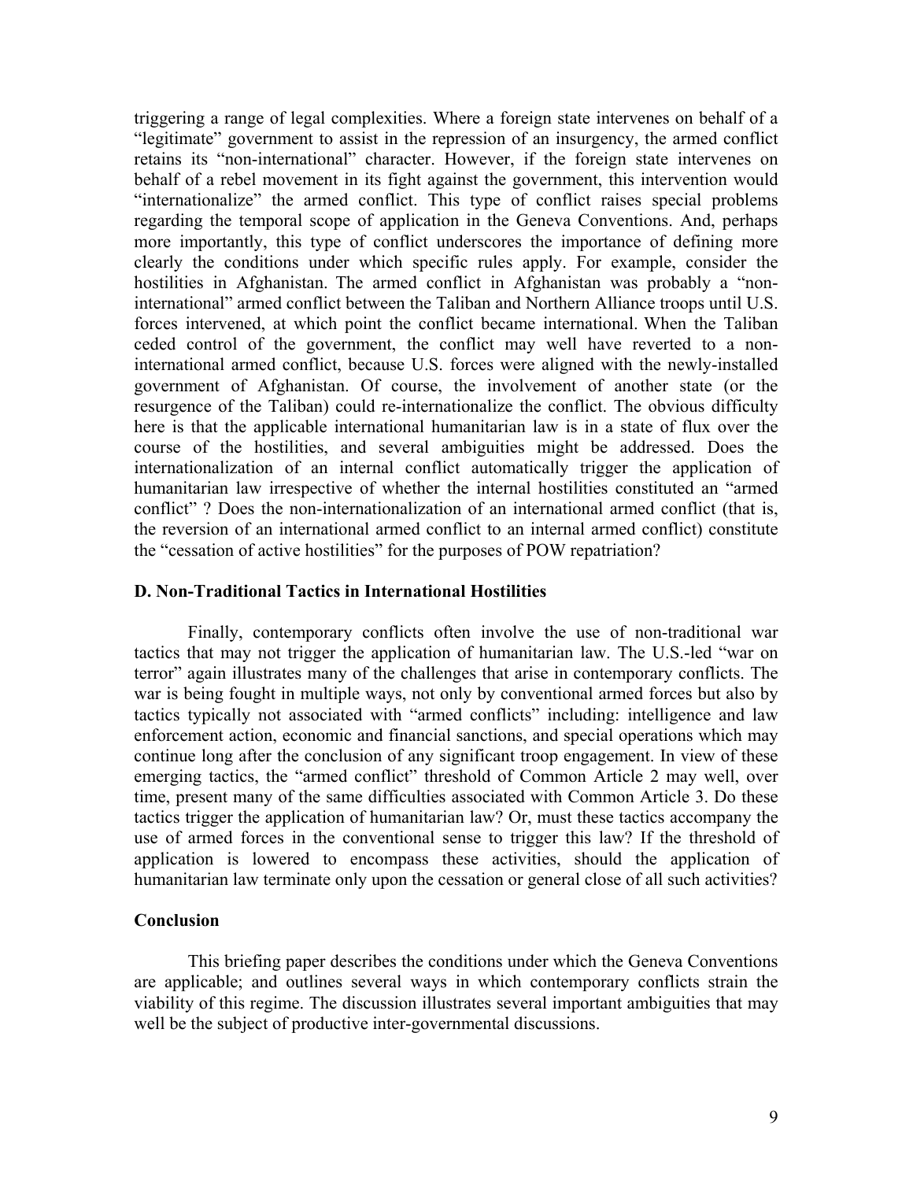triggering a range of legal complexities. Where a foreign state intervenes on behalf of a "legitimate" government to assist in the repression of an insurgency, the armed conflict retains its "non-international" character. However, if the foreign state intervenes on behalf of a rebel movement in its fight against the government, this intervention would "internationalize" the armed conflict. This type of conflict raises special problems regarding the temporal scope of application in the Geneva Conventions. And, perhaps more importantly, this type of conflict underscores the importance of defining more clearly the conditions under which specific rules apply. For example, consider the hostilities in Afghanistan. The armed conflict in Afghanistan was probably a "non-international" armed conflict between the Taliban and Northern Alliance troops until U.S. forces intervened, at which point the conflict became international. When the Taliban ceded control of the government, the conflict may well have reverted to a non-international armed conflict, because U.S. forces were aligned with the newly-installed government of Afghanistan. Of course, the involvement of another state (or the resurgence of the Taliban) could re-internationalize the conflict. The obvious difficulty here is that the applicable international humanitarian law is in a state of flux over the course of the hostilities, and several ambiguities might be addressed. Does the internationalization of an internal conflict automatically trigger the application of humanitarian law irrespective of whether the internal hostilities constituted an "armed conflict" ? Does the non-internationalization of an international armed conflict (that is, the reversion of an international armed conflict to an internal armed conflict) constitute the "cessation of active hostilities" for the purposes of POW repatriation?

### D. Non-Traditional Tactics in International Hostilities

Finally, contemporary conflicts often involve the use of non-traditional war tactics that may not trigger the application of humanitarian law. The U.S.-led "war on terror" again illustrates many of the challenges that arise in contemporary conflicts. The war is being fought in multiple ways, not only by conventional armed forces but also by tactics typically not associated with "armed conflicts" including: intelligence and law enforcement action, economic and financial sanctions, and special operations which may continue long after the conclusion of any significant troop engagement. In view of these emerging tactics, the "armed conflict" threshold of Common Article 2 may well, over time, present many of the same difficulties associated with Common Article 3. Do these tactics trigger the application of humanitarian law? Or, must these tactics accompany the use of armed forces in the conventional sense to trigger this law? If the threshold of application is lowered to encompass these activities, should the application of humanitarian law terminate only upon the cessation or general close of all such activities?

### Conclusion

This briefing paper describes the conditions under which the Geneva Conventions are applicable; and outlines several ways in which contemporary conflicts strain the viability of this regime. The discussion illustrates several important ambiguities that may well be the subject of productive inter-governmental discussions.